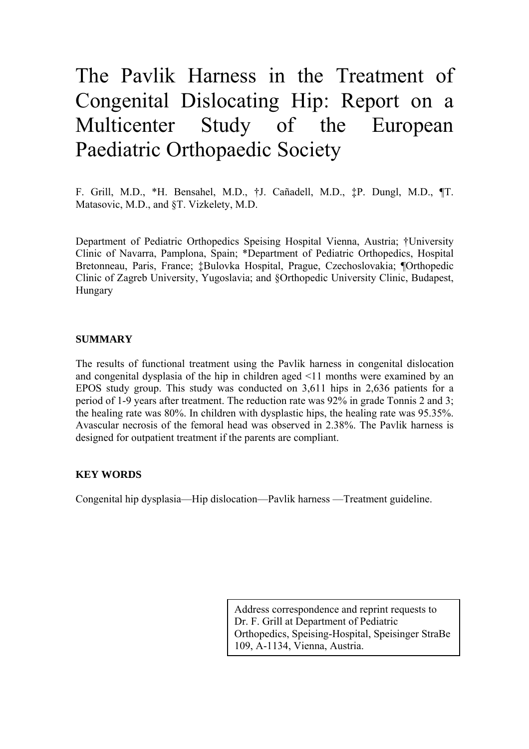# The Pavlik Harness in the Treatment of Congenital Dislocating Hip: Report on a Multicenter Study of the European Paediatric Orthopaedic Society

F. Grill, M.D., *H. Bensahel, M.D., †J. Cañadell, M.D., ‡P. Dungl, M.D., ¶T. Matasovic, M.D., and §T. Vizkelety, M.D.

Department of Pediatric Orthopedics Speising Hospital Vienna, Austria; †University Clinic of Navarra, Pamplona, Spain; *Department of Pediatric Orthopedics, Hospital Bretonneau, Paris, France; ‡Bulovka Hospital, Prague, Czechoslovakia; ¶Orthopedic Clinic of Zagreb University, Yugoslavia; and §Orthopedic University Clinic, Budapest, Hungary

## SUMMARY

The results of functional treatment using the Pavlik harness in congenital dislocation and congenital dysplasia of the hip in children aged <11 months were examined by an EPOS study group. This study was conducted on 3,611 hips in 2,636 patients for a period of 1-9 years after treatment. The reduction rate was 92% in grade Tonnis 2 and 3; the healing rate was 80%. In children with dysplastic hips, the healing rate was 95.35%. Avascular necrosis of the femoral head was observed in 2.38%. The Pavlik harness is designed for outpatient treatment if the parents are compliant.

## KEY WORDS

Congenital hip dysplasia—Hip dislocation—Pavlik harness —Treatment guideline.

Address correspondence and reprint requests to Dr. F. Grill at Department of Pediatric Orthopedics, Speising-Hospital, Speisinger StraBe 109, A-1134, Vienna, Austria.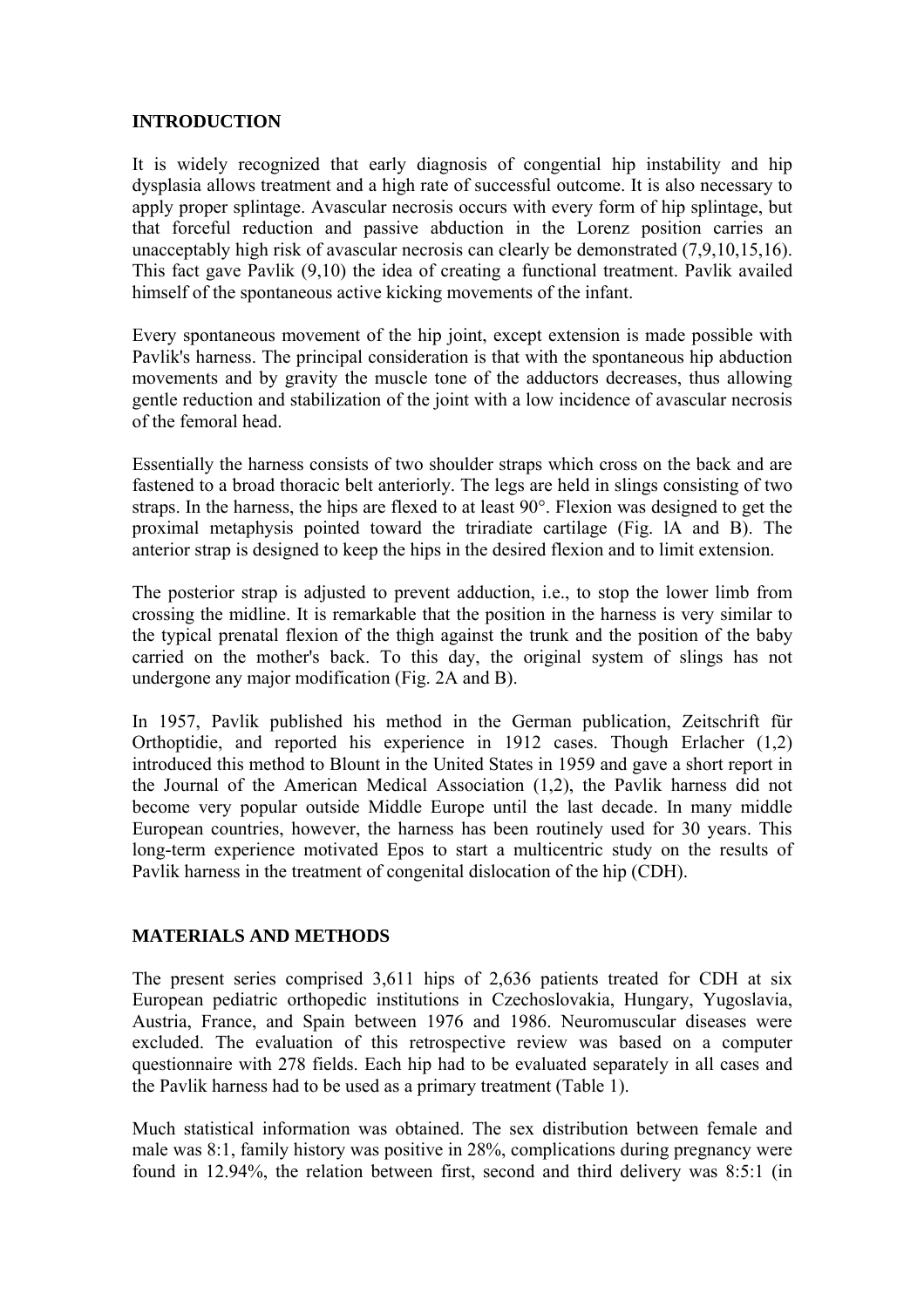## INTRODUCTION

It is widely recognized that early diagnosis of congential hip instability and hip dysplasia allows treatment and a high rate of successful outcome. It is also necessary to apply proper splintage. Avascular necrosis occurs with every form of hip splintage, but that forceful reduction and passive abduction in the Lorenz position carries an unacceptably high risk of avascular necrosis can clearly be demonstrated (7,9,10,15,16). This fact gave Pavlik (9,10) the idea of creating a functional treatment. Pavlik availed himself of the spontaneous active kicking movements of the infant.

Every spontaneous movement of the hip joint, except extension is made possible with Pavlik's harness. The principal consideration is that with the spontaneous hip abduction movements and by gravity the muscle tone of the adductors decreases, thus allowing gentle reduction and stabilization of the joint with a low incidence of avascular necrosis of the femoral head.

Essentially the harness consists of two shoulder straps which cross on the back and are fastened to a broad thoracic belt anteriorly. The legs are held in slings consisting of two straps. In the harness, the hips are flexed to at least 90°. Flexion was designed to get the proximal metaphysis pointed toward the triradiate cartilage (Fig. lA and B). The anterior strap is designed to keep the hips in the desired flexion and to limit extension.

The posterior strap is adjusted to prevent adduction, i.e., to stop the lower limb from crossing the midline. It is remarkable that the position in the harness is very similar to the typical prenatal flexion of the thigh against the trunk and the position of the baby carried on the mother's back. To this day, the original system of slings has not undergone any major modification (Fig. 2A and B).

In 1957, Pavlik published his method in the German publication, Zeitschrift für Orthoptidie, and reported his experience in 1912 cases. Though Erlacher (1,2) introduced this method to Blount in the United States in 1959 and gave a short report in the Journal of the American Medical Association (1,2), the Pavlik harness did not become very popular outside Middle Europe until the last decade. In many middle European countries, however, the harness has been routinely used for 30 years. This long-term experience motivated Epos to start a multicentric study on the results of Pavlik harness in the treatment of congenital dislocation of the hip (CDH).

## MATERIALS AND METHODS

The present series comprised 3,611 hips of 2,636 patients treated for CDH at six European pediatric orthopedic institutions in Czechoslovakia, Hungary, Yugoslavia, Austria, France, and Spain between 1976 and 1986. Neuromuscular diseases were excluded. The evaluation of this retrospective review was based on a computer questionnaire with 278 fields. Each hip had to be evaluated separately in all cases and the Pavlik harness had to be used as a primary treatment (Table 1).

Much statistical information was obtained. The sex distribution between female and male was 8:1, family history was positive in 28%, complications during pregnancy were found in 12.94%, the relation between first, second and third delivery was 8:5:1 (in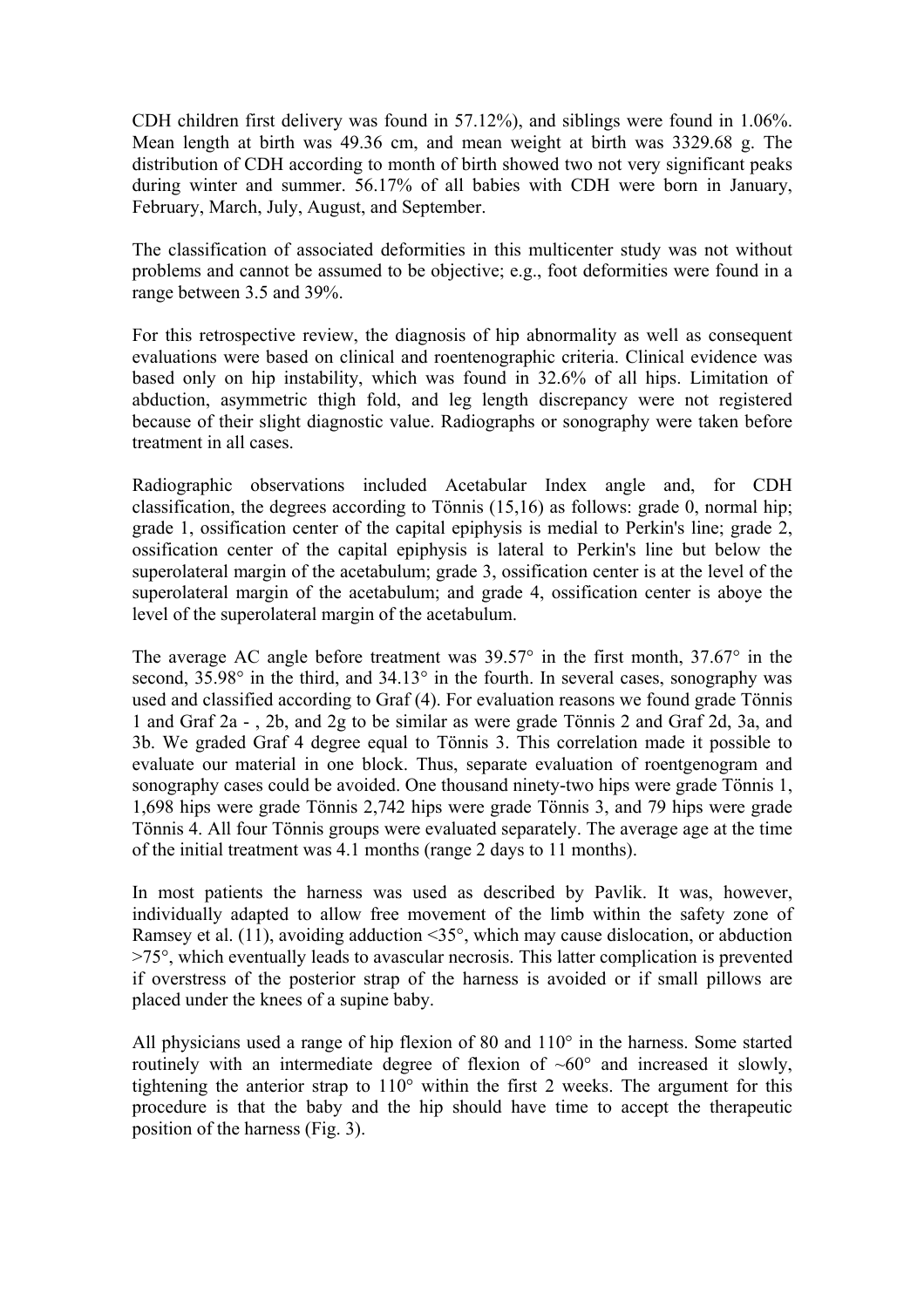CDH children first delivery was found in 57.12%), and siblings were found in 1.06%. Mean length at birth was 49.36 cm, and mean weight at birth was 3329.68 g. The distribution of CDH according to month of birth showed two not very significant peaks during winter and summer. 56.17% of all babies with CDH were born in January, February, March, July, August, and September.

The classification of associated deformities in this multicenter study was not without problems and cannot be assumed to be objective; e.g., foot deformities were found in a range between 3.5 and 39%.

For this retrospective review, the diagnosis of hip abnormality as well as consequent evaluations were based on clinical and roentenographic criteria. Clinical evidence was based only on hip instability, which was found in 32.6% of all hips. Limitation of abduction, asymmetric thigh fold, and leg length discrepancy were not registered because of their slight diagnostic value. Radiographs or sonography were taken before treatment in all cases.

Radiographic observations included Acetabular Index angle and, for CDH classification, the degrees according to Tönnis (15,16) as follows: grade 0, normal hip; grade 1, ossification center of the capital epiphysis is medial to Perkin's line; grade 2, ossification center of the capital epiphysis is lateral to Perkin's line but below the superolateral margin of the acetabulum; grade 3, ossification center is at the level of the superolateral margin of the acetabulum; and grade 4, ossification center is aboye the level of the superolateral margin of the acetabulum.

The average AC angle before treatment was 39.57° in the first month, 37.67° in the second, 35.98° in the third, and 34.13° in the fourth. In several cases, sonography was used and classified according to Graf (4). For evaluation reasons we found grade Tönnis 1 and Graf 2a - , 2b, and 2g to be similar as were grade Tönnis 2 and Graf 2d, 3a, and 3b. We graded Graf 4 degree equal to Tönnis 3. This correlation made it possible to evaluate our material in one block. Thus, separate evaluation of roentgenogram and sonography cases could be avoided. One thousand ninety-two hips were grade Tönnis 1, 1,698 hips were grade Tönnis 2,742 hips were grade Tönnis 3, and 79 hips were grade Tönnis 4. All four Tönnis groups were evaluated separately. The average age at the time of the initial treatment was 4.1 months (range 2 days to 11 months).

In most patients the harness was used as described by Pavlik. It was, however, individually adapted to allow free movement of the limb within the safety zone of Ramsey et al. (11), avoiding adduction <35°, which may cause dislocation, or abduction >75°, which eventually leads to avascular necrosis. This latter complication is prevented if overstress of the posterior strap of the harness is avoided or if small pillows are placed under the knees of a supine baby.

All physicians used a range of hip flexion of 80 and 110° in the harness. Some started routinely with an intermediate degree of flexion of ~60° and increased it slowly, tightening the anterior strap to 110° within the first 2 weeks. The argument for this procedure is that the baby and the hip should have time to accept the therapeutic position of the harness (Fig. 3).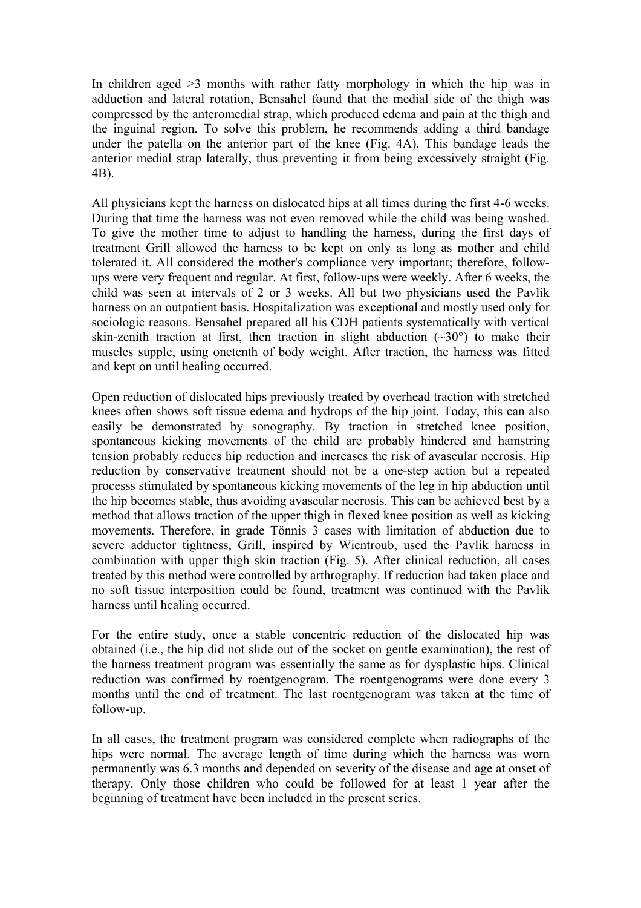In children aged >3 months with rather fatty morphology in which the hip was in adduction and lateral rotation, Bensahel found that the medial side of the thigh was compressed by the anteromedial strap, which produced edema and pain at the thigh and the inguinal region. To solve this problem, he recommends adding a third bandage under the patella on the anterior part of the knee (Fig. 4A). This bandage leads the anterior medial strap laterally, thus preventing it from being excessively straight (Fig. 4B).

All physicians kept the harness on dislocated hips at all times during the first 4-6 weeks. During that time the harness was not even removed while the child was being washed. To give the mother time to adjust to handling the harness, during the first days of treatment Grill allowed the harness to be kept on only as long as mother and child tolerated it. All considered the mother's compliance very important; therefore, follow-ups were very frequent and regular. At first, follow-ups were weekly. After 6 weeks, the child was seen at intervals of 2 or 3 weeks. All but two physicians used the Pavlik harness on an outpatient basis. Hospitalization was exceptional and mostly used only for sociologic reasons. Bensahel prepared all his CDH patients systematically with vertical skin-zenith traction at first, then traction in slight abduction (~30°) to make their muscles supple, using onetenth of body weight. After traction, the harness was fitted and kept on until healing occurred.

Open reduction of dislocated hips previously treated by overhead traction with stretched knees often shows soft tissue edema and hydrops of the hip joint. Today, this can also easily be demonstrated by sonography. By traction in stretched knee position, spontaneous kicking movements of the child are probably hindered and hamstring tension probably reduces hip reduction and increases the risk of avascular necrosis. Hip reduction by conservative treatment should not be a one-step action but a repeated processs stimulated by spontaneous kicking movements of the leg in hip abduction until the hip becomes stable, thus avoiding avascular necrosis. This can be achieved best by a method that allows traction of the upper thigh in flexed knee position as well as kicking movements. Therefore, in grade Tönnis 3 cases with limitation of abduction due to severe adductor tightness, Grill, inspired by Wientroub, used the Pavlik harness in combination with upper thigh skin traction (Fig. 5). After clinical reduction, all cases treated by this method were controlled by arthrography. If reduction had taken place and no soft tissue interposition could be found, treatment was continued with the Pavlik harness until healing occurred.

For the entire study, once a stable concentric reduction of the dislocated hip was obtained (i.e., the hip did not slide out of the socket on gentle examination), the rest of the harness treatment program was essentially the same as for dysplastic hips. Clinical reduction was confirmed by roentgenogram. The roentgenograms were done every 3 months until the end of treatment. The last roentgenogram was taken at the time of follow-up.

In all cases, the treatment program was considered complete when radiographs of the hips were normal. The average length of time during which the harness was worn permanently was 6.3 months and depended on severity of the disease and age at onset of therapy. Only those children who could be followed for at least 1 year after the beginning of treatment have been included in the present series.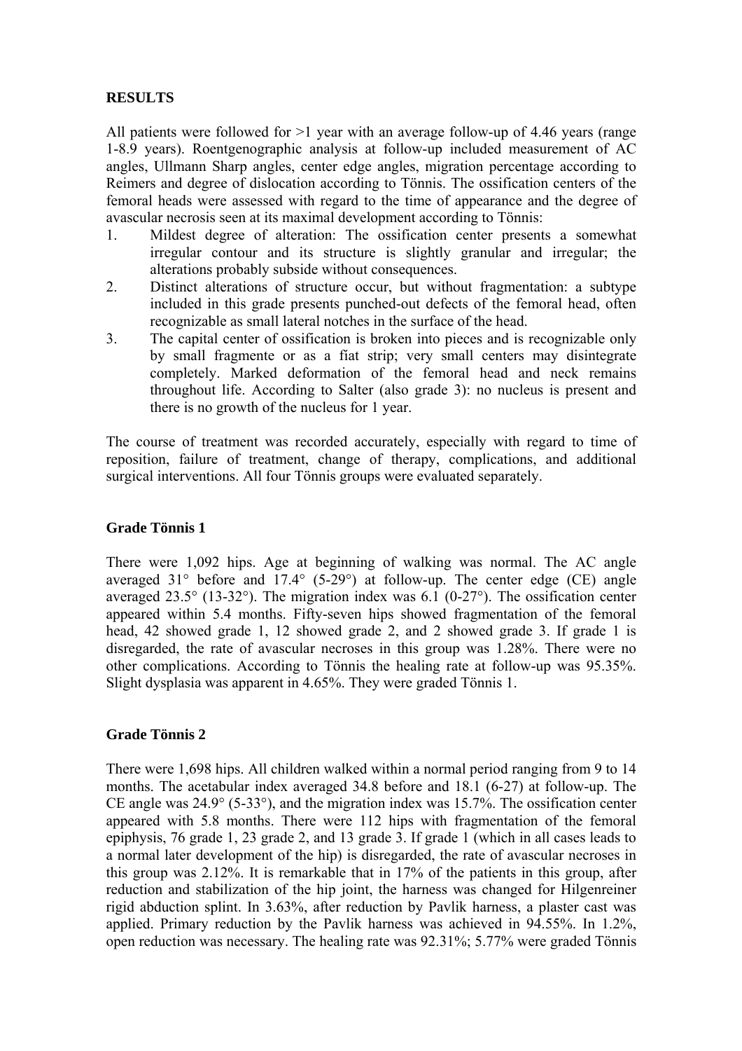## RESULTS

All patients were followed for >1 year with an average follow-up of 4.46 years (range 1-8.9 years). Roentgenographic analysis at follow-up included measurement of AC angles, Ullmann Sharp angles, center edge angles, migration percentage according to Reimers and degree of dislocation according to Tönnis. The ossification centers of the femoral heads were assessed with regard to the time of appearance and the degree of avascular necrosis seen at its maximal development according to Tönnis:

1. Mildest degree of alteration: The ossification center presents a somewhat irregular contour and its structure is slightly granular and irregular; the alterations probably subside without consequences.
2. Distinct alterations of structure occur, but without fragmentation: a subtype included in this grade presents punched-out defects of the femoral head, often recognizable as small lateral notches in the surface of the head.
3. The capital center of ossification is broken into pieces and is recognizable only by small fragmente or as a fíat strip; very small centers may disintegrate completely. Marked deformation of the femoral head and neck remains throughout life. According to Salter (also grade 3): no nucleus is present and there is no growth of the nucleus for 1 year.

The course of treatment was recorded accurately, especially with regard to time of reposition, failure of treatment, change of therapy, complications, and additional surgical interventions. All four Tönnis groups were evaluated separately.

### Grade Tönnis 1

There were 1,092 hips. Age at beginning of walking was normal. The AC angle averaged 31° before and 17.4° (5-29°) at follow-up. The center edge (CE) angle averaged 23.5° (13-32°). The migration index was 6.1 (0-27°). The ossification center appeared within 5.4 months. Fifty-seven hips showed fragmentation of the femoral head, 42 showed grade 1, 12 showed grade 2, and 2 showed grade 3. If grade 1 is disregarded, the rate of avascular necroses in this group was 1.28%. There were no other complications. According to Tönnis the healing rate at follow-up was 95.35%. Slight dysplasia was apparent in 4.65%. They were graded Tönnis 1.

### Grade Tönnis 2

There were 1,698 hips. All children walked within a normal period ranging from 9 to 14 months. The acetabular index averaged 34.8 before and 18.1 (6-27) at follow-up. The CE angle was 24.9° (5-33°), and the migration index was 15.7%. The ossification center appeared with 5.8 months. There were 112 hips with fragmentation of the femoral epiphysis, 76 grade 1, 23 grade 2, and 13 grade 3. If grade 1 (which in all cases leads to a normal later development of the hip) is disregarded, the rate of avascular necroses in this group was 2.12%. It is remarkable that in 17% of the patients in this group, after reduction and stabilization of the hip joint, the harness was changed for Hilgenreiner rigid abduction splint. In 3.63%, after reduction by Pavlik harness, a plaster cast was applied. Primary reduction by the Pavlik harness was achieved in 94.55%. In 1.2%, open reduction was necessary. The healing rate was 92.31%; 5.77% were graded Tönnis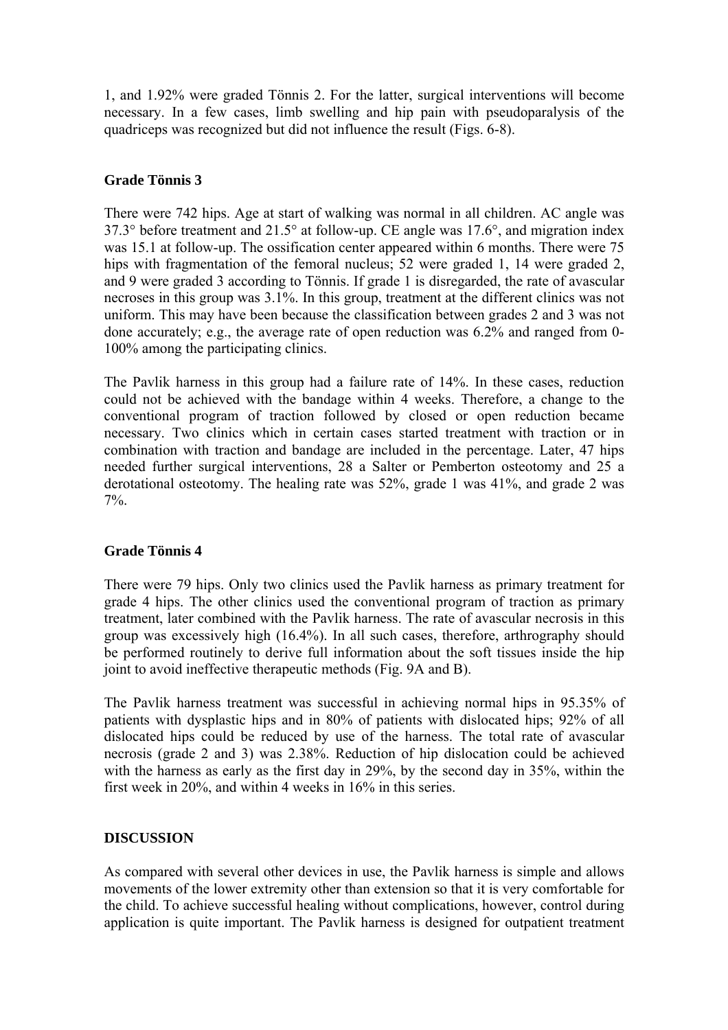1, and 1.92% were graded Tönnis 2. For the latter, surgical interventions will become necessary. In a few cases, limb swelling and hip pain with pseudoparalysis of the quadriceps was recognized but did not influence the result (Figs. 6-8).

### Grade Tönnis 3

There were 742 hips. Age at start of walking was normal in all children. AC angle was 37.3° before treatment and 21.5° at follow-up. CE angle was 17.6°, and migration index was 15.1 at follow-up. The ossification center appeared within 6 months. There were 75 hips with fragmentation of the femoral nucleus; 52 were graded 1, 14 were graded 2, and 9 were graded 3 according to Tönnis. If grade 1 is disregarded, the rate of avascular necroses in this group was 3.1%. In this group, treatment at the different clinics was not uniform. This may have been because the classification between grades 2 and 3 was not done accurately; e.g., the average rate of open reduction was 6.2% and ranged from 0-100% among the participating clinics.

The Pavlik harness in this group had a failure rate of 14%. In these cases, reduction could not be achieved with the bandage within 4 weeks. Therefore, a change to the conventional program of traction followed by closed or open reduction became necessary. Two clinics which in certain cases started treatment with traction or in combination with traction and bandage are included in the percentage. Later, 47 hips needed further surgical interventions, 28 a Salter or Pemberton osteotomy and 25 a derotational osteotomy. The healing rate was 52%, grade 1 was 41%, and grade 2 was 7%.

### Grade Tönnis 4

There were 79 hips. Only two clinics used the Pavlik harness as primary treatment for grade 4 hips. The other clinics used the conventional program of traction as primary treatment, later combined with the Pavlik harness. The rate of avascular necrosis in this group was excessively high (16.4%). In all such cases, therefore, arthrography should be performed routinely to derive full information about the soft tissues inside the hip joint to avoid ineffective therapeutic methods (Fig. 9A and B).

The Pavlik harness treatment was successful in achieving normal hips in 95.35% of patients with dysplastic hips and in 80% of patients with dislocated hips; 92% of all dislocated hips could be reduced by use of the harness. The total rate of avascular necrosis (grade 2 and 3) was 2.38%. Reduction of hip dislocation could be achieved with the harness as early as the first day in 29%, by the second day in 35%, within the first week in 20%, and within 4 weeks in 16% in this series.

## DISCUSSION

As compared with several other devices in use, the Pavlik harness is simple and allows movements of the lower extremity other than extension so that it is very comfortable for the child. To achieve successful healing without complications, however, control during application is quite important. The Pavlik harness is designed for outpatient treatment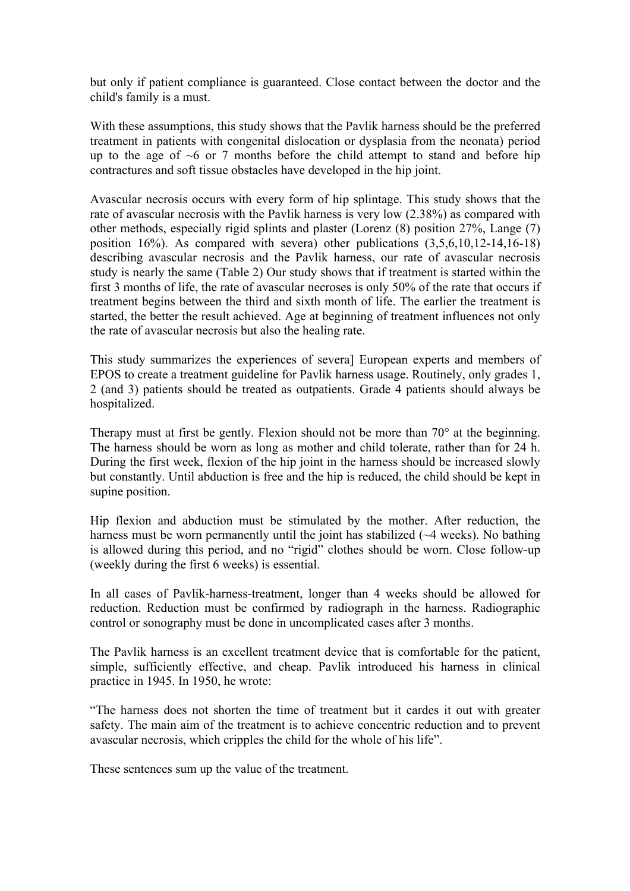but only if patient compliance is guaranteed. Close contact between the doctor and the child's family is a must.

With these assumptions, this study shows that the Pavlik harness should be the preferred treatment in patients with congenital dislocation or dysplasia from the neonata) period up to the age of ~6 or 7 months before the child attempt to stand and before hip contractures and soft tissue obstacles have developed in the hip joint.

Avascular necrosis occurs with every form of hip splintage. This study shows that the rate of avascular necrosis with the Pavlik harness is very low (2.38%) as compared with other methods, especially rigid splints and plaster (Lorenz (8) position 27%, Lange (7) position 16%). As compared with severa) other publications (3,5,6,10,12-14,16-18) describing avascular necrosis and the Pavlik harness, our rate of avascular necrosis study is nearly the same (Table 2) Our study shows that if treatment is started within the first 3 months of life, the rate of avascular necroses is only 50% of the rate that occurs if treatment begins between the third and sixth month of life. The earlier the treatment is started, the better the result achieved. Age at beginning of treatment influences not only the rate of avascular necrosis but also the healing rate.

This study summarizes the experiences of severa] European experts and members of EPOS to create a treatment guideline for Pavlik harness usage. Routinely, only grades 1, 2 (and 3) patients should be treated as outpatients. Grade 4 patients should always be hospitalized.

Therapy must at first be gently. Flexion should not be more than 70° at the beginning. The harness should be worn as long as mother and child tolerate, rather than for 24 h. During the first week, flexion of the hip joint in the harness should be increased slowly but constantly. Until abduction is free and the hip is reduced, the child should be kept in supine position.

Hip flexion and abduction must be stimulated by the mother. After reduction, the harness must be worn permanently until the joint has stabilized (~4 weeks). No bathing is allowed during this period, and no "rigid" clothes should be worn. Close follow-up (weekly during the first 6 weeks) is essential.

In all cases of Pavlik-harness-treatment, longer than 4 weeks should be allowed for reduction. Reduction must be confirmed by radiograph in the harness. Radiographic control or sonography must be done in uncomplicated cases after 3 months.

The Pavlik harness is an excellent treatment device that is comfortable for the patient, simple, sufficiently effective, and cheap. Pavlik introduced his harness in clinical practice in 1945. In 1950, he wrote:

"The harness does not shorten the time of treatment but it cardes it out with greater safety. The main aim of the treatment is to achieve concentric reduction and to prevent avascular necrosis, which cripples the child for the whole of his life".

These sentences sum up the value of the treatment.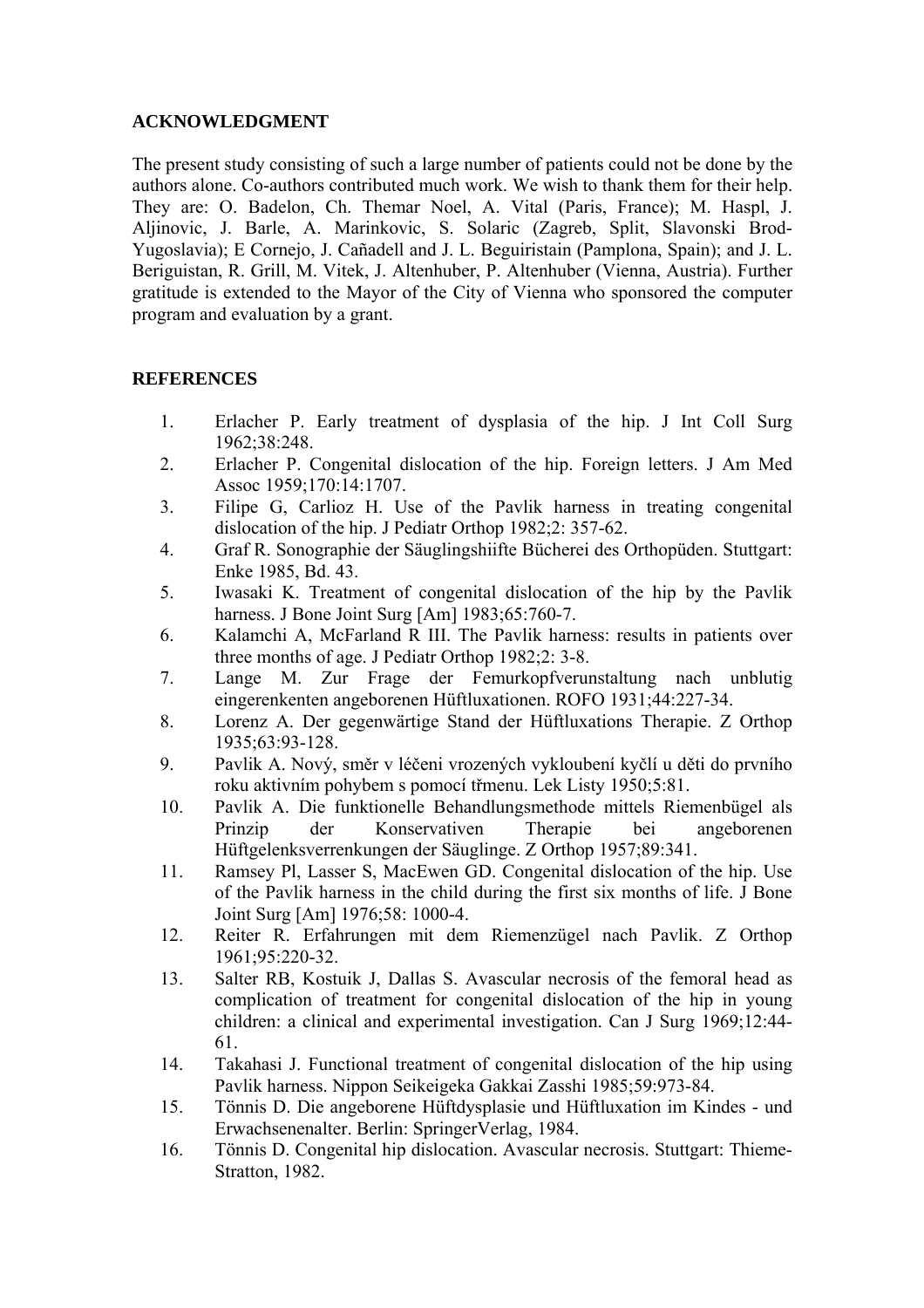## ACKNOWLEDGMENT

The present study consisting of such a large number of patients could not be done by the authors alone. Co-authors contributed much work. We wish to thank them for their help. They are: O. Badelon, Ch. Themar Noel, A. Vital (Paris, France); M. Haspl, J. Aljinovic, J. Barle, A. Marinkovic, S. Solaric (Zagreb, Split, Slavonski Brod-Yugoslavia); E Cornejo, J. Cañadell and J. L. Beguiristain (Pamplona, Spain); and J. L. Beriguistan, R. Grill, M. Vitek, J. Altenhuber, P. Altenhuber (Vienna, Austria). Further gratitude is extended to the Mayor of the City of Vienna who sponsored the computer program and evaluation by a grant.

## REFERENCES

1. Erlacher P. Early treatment of dysplasia of the hip. J Int Coll Surg 1962;38:248.
2. Erlacher P. Congenital dislocation of the hip. Foreign letters. J Am Med Assoc 1959;170:14:1707.
3. Filipe G, Carlioz H. Use of the Pavlik harness in treating congenital dislocation of the hip. J Pediatr Orthop 1982;2: 357-62.
4. Graf R. Sonographie der Säuglingshiifte Bücherei des Orthopüden. Stuttgart: Enke 1985, Bd. 43.
5. Iwasaki K. Treatment of congenital dislocation of the hip by the Pavlik harness. J Bone Joint Surg [Am] 1983;65:760-7.
6. Kalamchi A, McFarland R III. The Pavlik harness: results in patients over three months of age. J Pediatr Orthop 1982;2: 3-8.
7. Lange M. Zur Frage der Femurkopfverunstaltung nach unblutig eingerenkenten angeborenen Hüftluxationen. ROFO 1931;44:227-34.
8. Lorenz A. Der gegenwärtige Stand der Hüftluxations Therapie. Z Orthop 1935;63:93-128.
9. Pavlik A. Nový, směr v léčeni vrozených vykloubení kyčlí u děti do prvního roku aktivním pohybem s pomocí třmenu. Lek Listy 1950;5:81.
10. Pavlik A. Die funktionelle Behandlungsmethode mittels Riemenbügel als Prinzip der Konservativen Therapie bei angeborenen Hüftgelenksverrenkungen der Säuglinge. Z Orthop 1957;89:341.
11. Ramsey Pl, Lasser S, MacEwen GD. Congenital dislocation of the hip. Use of the Pavlik harness in the child during the first six months of life. J Bone Joint Surg [Am] 1976;58: 1000-4.
12. Reiter R. Erfahrungen mit dem Riemenzügel nach Pavlik. Z Orthop 1961;95:220-32.
13. Salter RB, Kostuik J, Dallas S. Avascular necrosis of the femoral head as complication of treatment for congenital dislocation of the hip in young children: a clinical and experimental investigation. Can J Surg 1969;12:44-61.
14. Takahasi J. Functional treatment of congenital dislocation of the hip using Pavlik harness. Nippon Seikeigeka Gakkai Zasshi 1985;59:973-84.
15. Tönnis D. Die angeborene Hüftdysplasie und Hüftluxation im Kindes - und Erwachsenenalter. Berlin: SpringerVerlag, 1984.
16. Tönnis D. Congenital hip dislocation. Avascular necrosis. Stuttgart: Thieme-Stratton, 1982.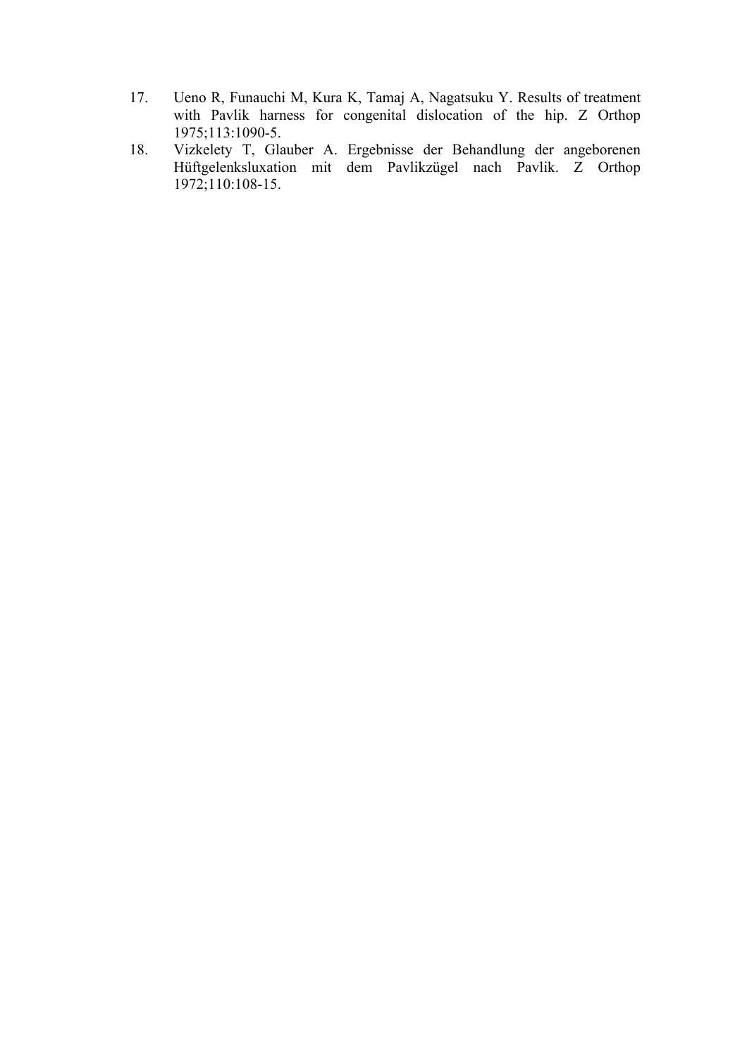17. Ueno R, Funauchi M, Kura K, Tamaj A, Nagatsuku Y. Results of treatment with Pavlik harness for congenital dislocation of the hip. Z Orthop 1975;113:1090-5.
18. Vizkelety T, Glauber A. Ergebnisse der Behandlung der angeborenen Hüftgelenksluxation mit dem Pavlikzügel nach Pavlik. Z Orthop 1972;110:108-15.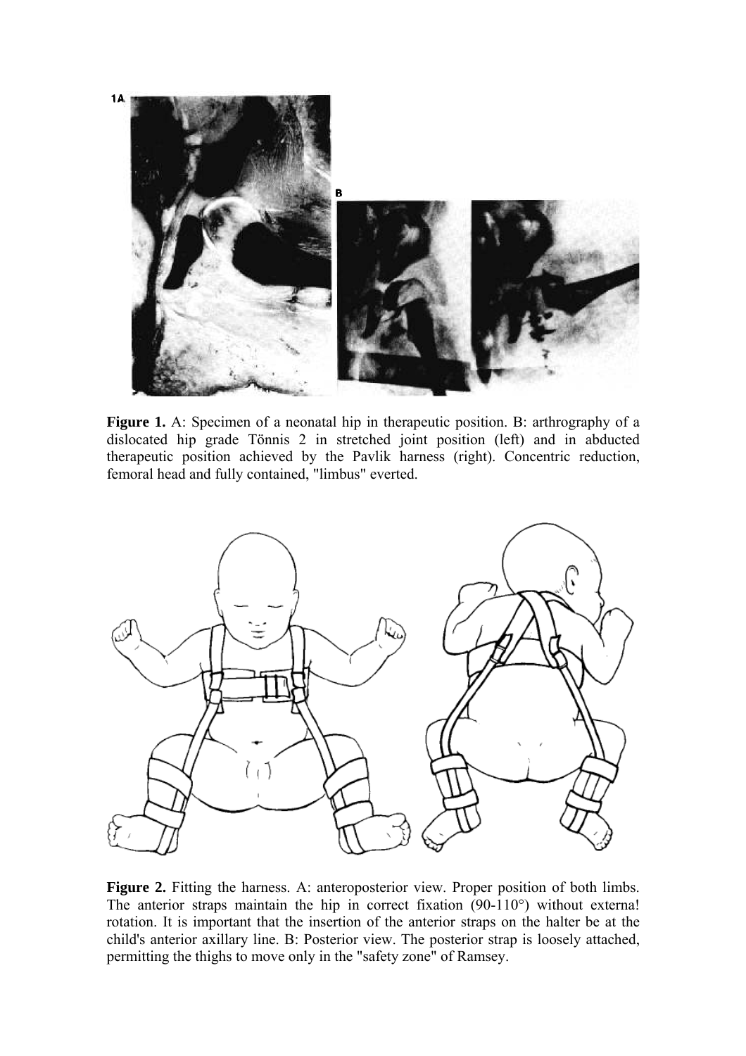**Figure 1.** A: Specimen of a neonatal hip in therapeutic position. B: arthrography of a dislocated hip grade Tönnis 2 in stretched joint position (left) and in abducted therapeutic position achieved by the Pavlik harness (right). Concentric reduction, femoral head and fully contained, "limbus" everted.

**Figure 2.** Fitting the harness. A: anteroposterior view. Proper position of both limbs. The anterior straps maintain the hip in correct fixation (90-110°) without externa! rotation. It is important that the insertion of the anterior straps on the halter be at the child's anterior axillary line. B: Posterior view. The posterior strap is loosely attached, permitting the thighs to move only in the "safety zone" of Ramsey.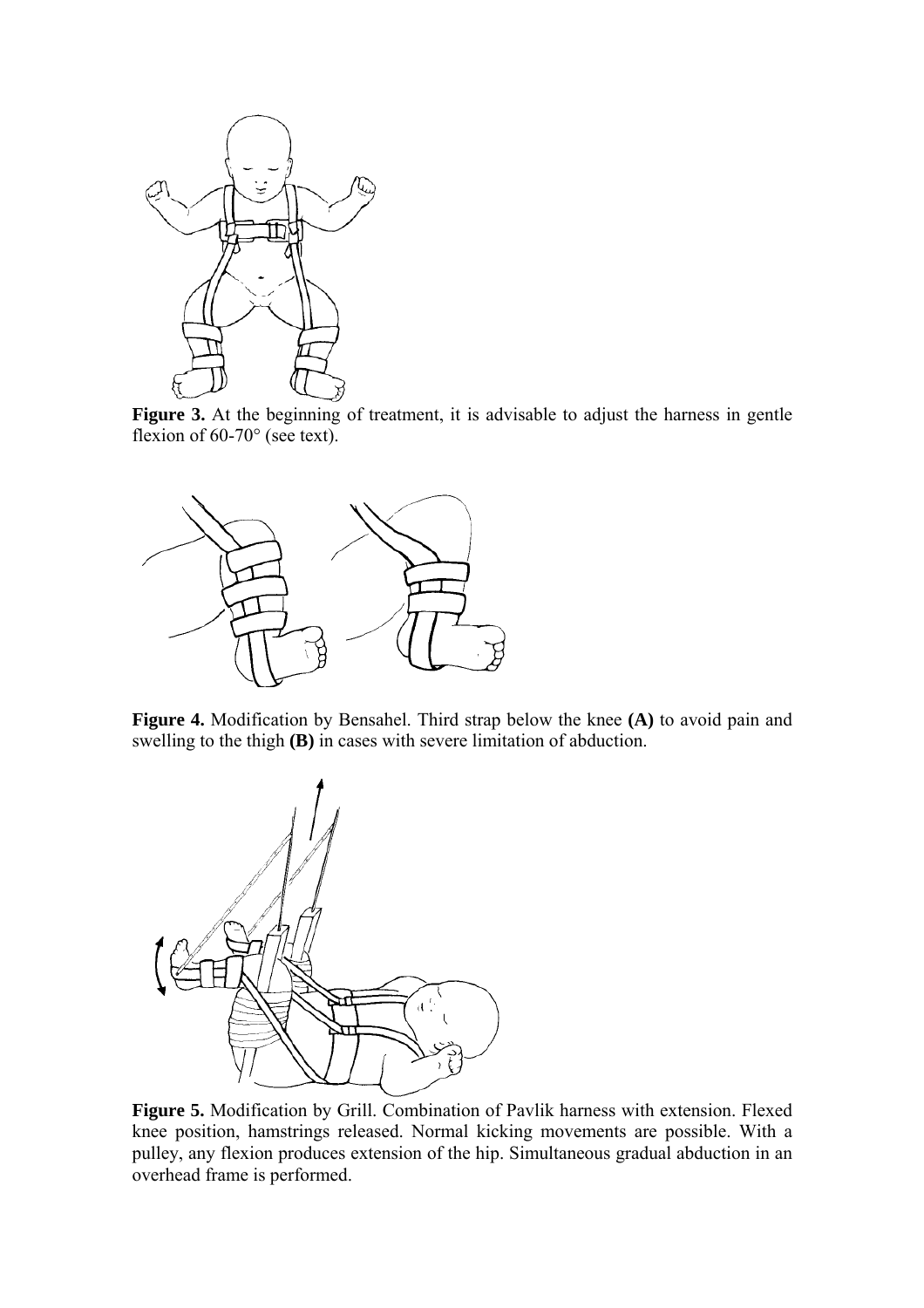**Figure 3.** At the beginning of treatment, it is advisable to adjust the harness in gentle flexion of 60-70° (see text).

**Figure 4.** Modification by Bensahel. Third strap below the knee **(A)** to avoid pain and swelling to the thigh **(B)** in cases with severe limitation of abduction.

**Figure 5.** Modification by Grill. Combination of Pavlik harness with extension. Flexed knee position, hamstrings released. Normal kicking movements are possible. With a pulley, any flexion produces extension of the hip. Simultaneous gradual abduction in an overhead frame is performed.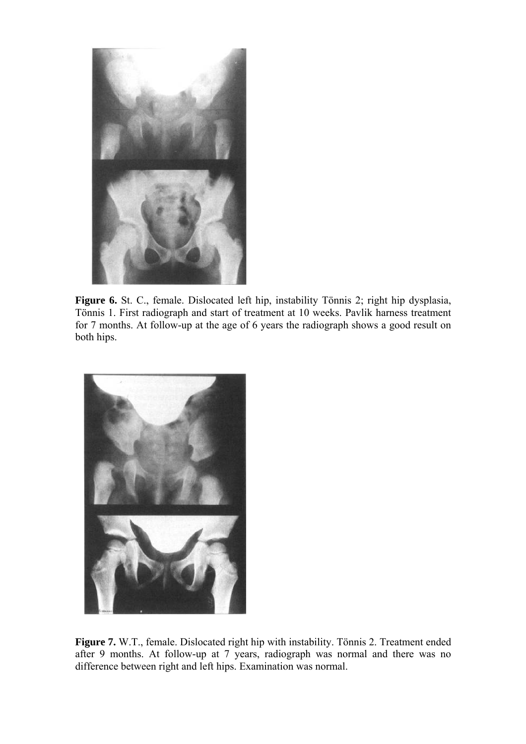**Figure 6.** St. C., female. Dislocated left hip, instability Tönnis 2; right hip dysplasia, Tönnis 1. First radiograph and start of treatment at 10 weeks. Pavlik harness treatment for 7 months. At follow-up at the age of 6 years the radiograph shows a good result on both hips.

**Figure 7.** W.T., female. Dislocated right hip with instability. Tönnis 2. Treatment ended after 9 months. At follow-up at 7 years, radiograph was normal and there was no difference between right and left hips. Examination was normal.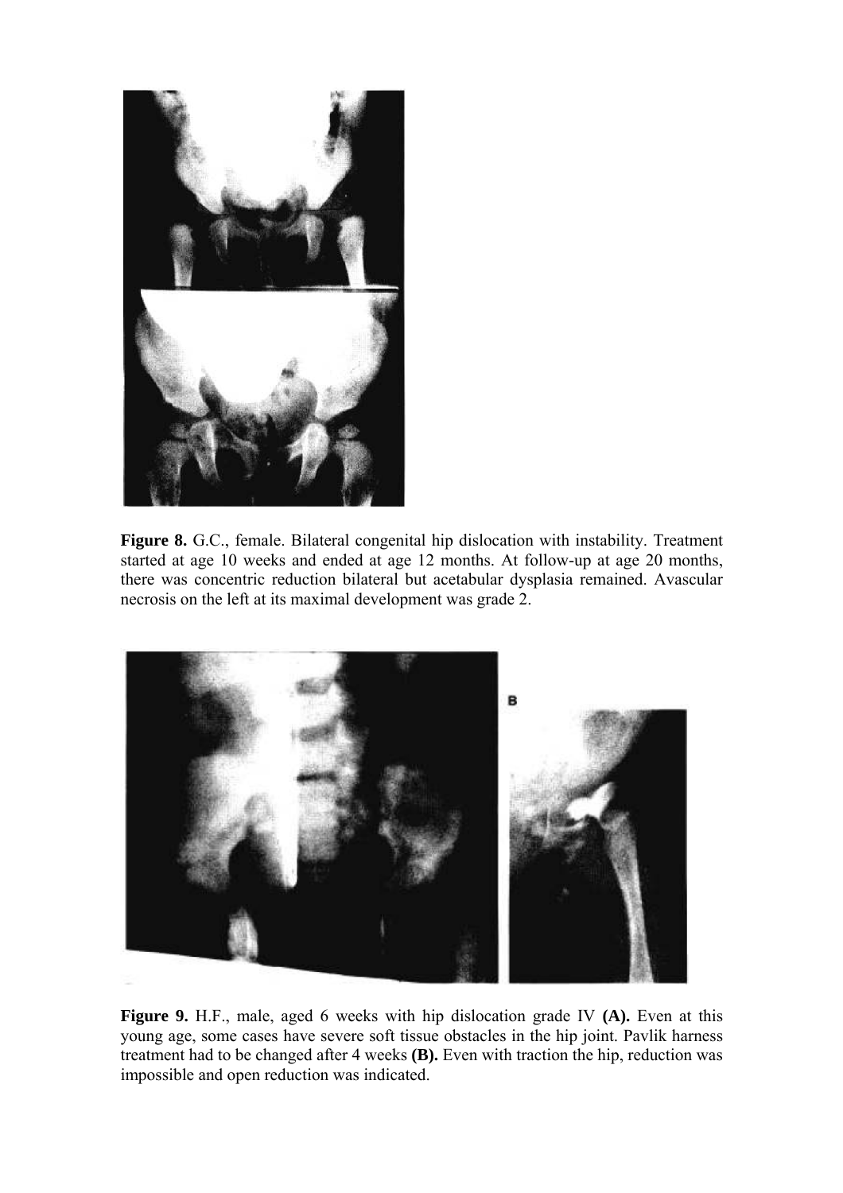**Figure 8.** G.C., female. Bilateral congenital hip dislocation with instability. Treatment started at age 10 weeks and ended at age 12 months. At follow-up at age 20 months, there was concentric reduction bilateral but acetabular dysplasia remained. Avascular necrosis on the left at its maximal development was grade 2.

**Figure 9.** H.F., male, aged 6 weeks with hip dislocation grade IV **(A).** Even at this young age, some cases have severe soft tissue obstacles in the hip joint. Pavlik harness treatment had to be changed after 4 weeks **(B).** Even with traction the hip, reduction was impossible and open reduction was indicated.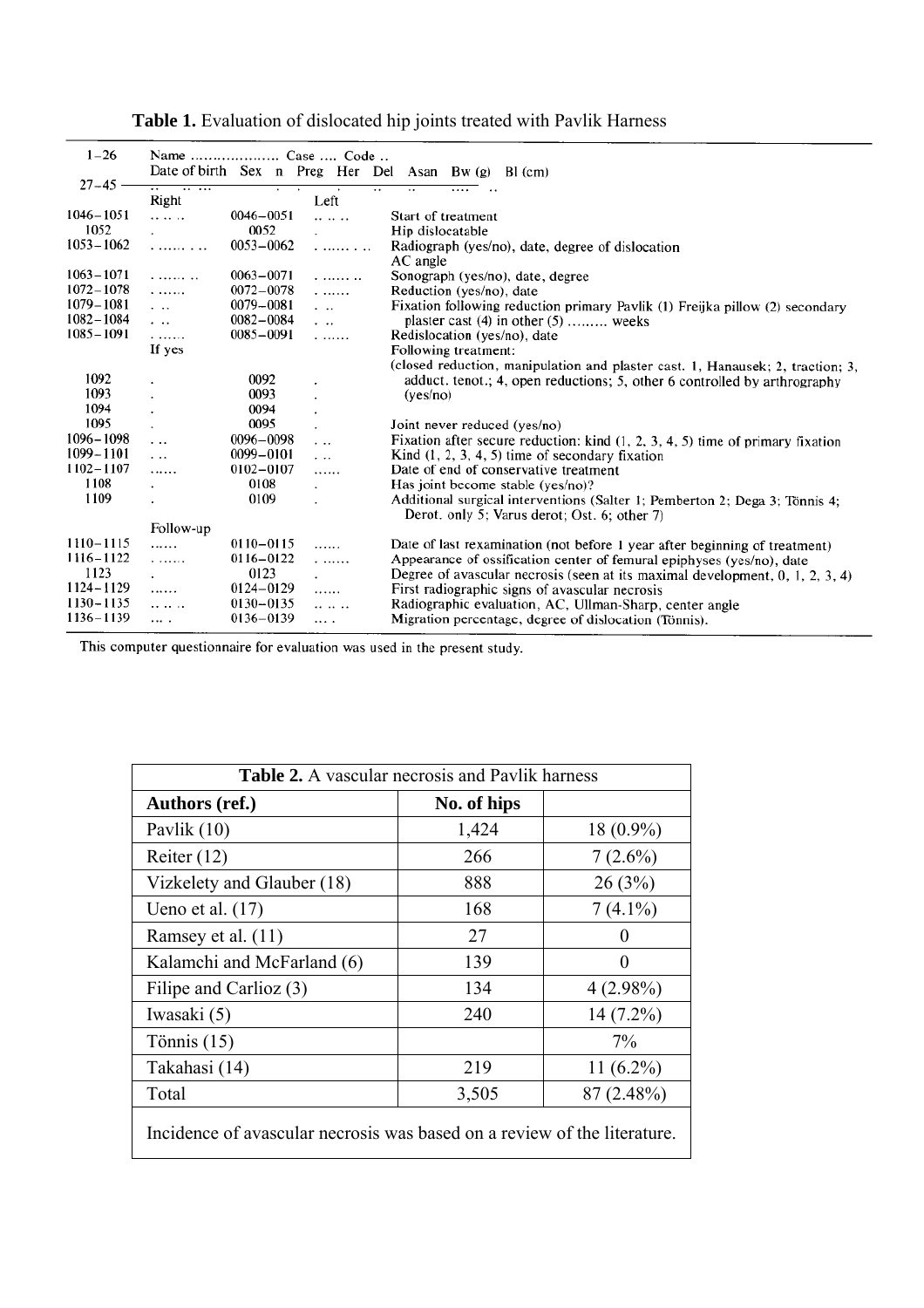**Table 1.** Evaluation of dislocated hip joints treated with Pavlik Harness

| | | | | |
|---|---|---|---|---|
| 1–26 | Name ................... Case .... Code .. | | | |
| | Date of birth Sex n Preg Her Del Asan Bw (g) Bl (cm) | | | |
| 27–45 | .. .. ... | . . | . .. .. .... .. | |
| | Right | | Left | |
| 1046–1051 | .. .. .. | 0046–0051 | .. .. .. | Start of treatment |
| 1052 | . | 0052 | . | Hip dislocatable |
| 1053–1062 | . ....... . .. | 0053–0062 | . ....... . .. | Radiograph (yes/no), date, degree of dislocation AC angle |
| 1063–1071 | . ....... .. | 0063–0071 | . ....... .. | Sonograph (yes/no), date, degree |
| 1072–1078 | . ...... | 0072–0078 | . ...... | Reduction (yes/no), date |
| 1079–1081 | . .. | 0079–0081 | . .. | Fixation following reduction primary Pavlik (1) Freijka pillow (2) secondary |
| 1082–1084 | . .. | 0082–0084 | . .. | plaster cast (4) in other (5) ......... weeks |
| 1085–1091 | . ...... | 0085–0091 | . ...... | Redislocation (yes/no), date |
| | If yes | | | Following treatment: |
| | | | | (closed reduction, manipulation and plaster cast. 1, Hanausek; 2, traction; 3, |
| 1092 | . | 0092 | . | adduct. tenot.; 4, open reductions; 5, other 6 controlled by arthrography |
| 1093 | . | 0093 | . | (yes/no) |
| 1094 | . | 0094 | . | |
| 1095 | . | 0095 | . | Joint never reduced (yes/no) |
| 1096–1098 | . .. | 0096–0098 | . .. | Fixation after secure reduction: kind (1, 2, 3, 4, 5) time of primary fixation |
| 1099–1101 | . .. | 0099–0101 | . .. | Kind (1, 2, 3, 4, 5) time of secondary fixation |
| 1102–1107 | ...... | 0102–0107 | ...... | Date of end of conservative treatment |
| 1108 | . | 0108 | . | Has joint become stable (yes/no)? |
| 1109 | . | 0109 | . | Additional surgical interventions (Salter 1; Pemberton 2; Dega 3; Tönnis 4; Derot. only 5; Varus derot; Ost. 6; other 7) |
| | Follow-up | | | |
| 1110–1115 | ...... | 0110–0115 | ...... | Date of last reexamination (not before 1 year after beginning of treatment) |
| 1116–1122 | . ...... | 0116–0122 | . ...... | Appearance of ossification center of femural epiphyses (yes/no), date |
| 1123 | . | 0123 | . | Degree of avascular necrosis (seen at its maximal development, 0, 1, 2, 3, 4) |
| 1124–1129 | ...... | 0124–0129 | ...... | First radiographic signs of avascular necrosis |
| 1130–1135 | .. .. .. | 0130–0135 | .. .. .. | Radiographic evaluation, AC, Ullman-Sharp, center angle |
| 1136–1139 | ... . | 0136–0139 | ... . | Migration percentage, degree of dislocation (Tönnis). |

This computer questionnaire for evaluation was used in the present study.

**Table 2.** A vascular necrosis and Pavlik harness

| Authors (ref.) | No. of hips | |
|---|---|---|
| Pavlik (10) | 1,424 | 18 (0.9%) |
| Reiter (12) | 266 | 7 (2.6%) |
| Vizkelety and Glauber (18) | 888 | 26 (3%) |
| Ueno et al. (17) | 168 | 7 (4.1%) |
| Ramsey et al. (11) | 27 | 0 |
| Kalamchi and McFarland (6) | 139 | 0 |
| Filipe and Carlioz (3) | 134 | 4 (2.98%) |
| Iwasaki (5) | 240 | 14 (7.2%) |
| Tönnis (15) | | 7% |
| Takahasi (14) | 219 | 11 (6.2%) |
| Total | 3,505 | 87 (2.48%) |

Incidence of avascular necrosis was based on a review of the literature.